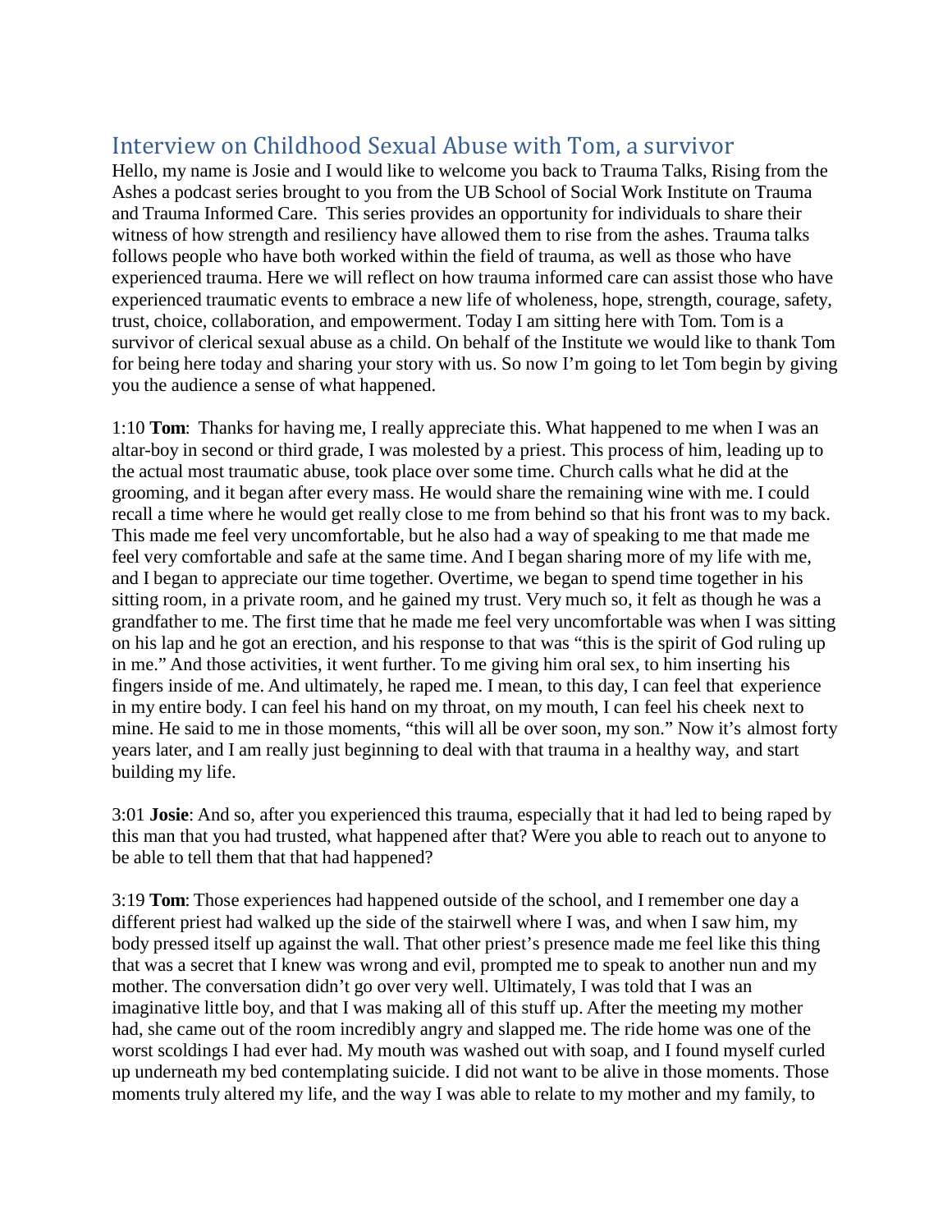## Interview on Childhood Sexual Abuse with Tom, a survivor

Hello, my name is Josie and I would like to welcome you back to Trauma Talks, Rising from the Ashes a podcast series brought to you from the UB School of Social Work Institute on Trauma and Trauma Informed Care. This series provides an opportunity for individuals to share their witness of how strength and resiliency have allowed them to rise from the ashes. Trauma talks follows people who have both worked within the field of trauma, as well as those who have experienced trauma. Here we will reflect on how trauma informed care can assist those who have experienced traumatic events to embrace a new life of wholeness, hope, strength, courage, safety, trust, choice, collaboration, and empowerment. Today I am sitting here with Tom. Tom is a survivor of clerical sexual abuse as a child. On behalf of the Institute we would like to thank Tom for being here today and sharing your story with us. So now I'm going to let Tom begin by giving you the audience a sense of what happened.

1:10 **Tom**: Thanks for having me, I really appreciate this. What happened to me when I was an altar-boy in second or third grade, I was molested by a priest. This process of him, leading up to the actual most traumatic abuse, took place over some time. Church calls what he did at the grooming, and it began after every mass. He would share the remaining wine with me. I could recall a time where he would get really close to me from behind so that his front was to my back. This made me feel very uncomfortable, but he also had a way of speaking to me that made me feel very comfortable and safe at the same time. And I began sharing more of my life with me, and I began to appreciate our time together. Overtime, we began to spend time together in his sitting room, in a private room, and he gained my trust. Very much so, it felt as though he was a grandfather to me. The first time that he made me feel very uncomfortable was when I was sitting on his lap and he got an erection, and his response to that was "this is the spirit of God ruling up in me." And those activities, it went further. To me giving him oral sex, to him inserting his fingers inside of me. And ultimately, he raped me. I mean, to this day, I can feel that experience in my entire body. I can feel his hand on my throat, on my mouth, I can feel his cheek next to mine. He said to me in those moments, "this will all be over soon, my son." Now it's almost forty years later, and I am really just beginning to deal with that trauma in a healthy way, and start building my life.

3:01 **Josie**: And so, after you experienced this trauma, especially that it had led to being raped by this man that you had trusted, what happened after that? Were you able to reach out to anyone to be able to tell them that that had happened?

3:19 **Tom**: Those experiences had happened outside of the school, and I remember one day a different priest had walked up the side of the stairwell where I was, and when I saw him, my body pressed itself up against the wall. That other priest's presence made me feel like this thing that was a secret that I knew was wrong and evil, prompted me to speak to another nun and my mother. The conversation didn't go over very well. Ultimately, I was told that I was an imaginative little boy, and that I was making all of this stuff up. After the meeting my mother had, she came out of the room incredibly angry and slapped me. The ride home was one of the worst scoldings I had ever had. My mouth was washed out with soap, and I found myself curled up underneath my bed contemplating suicide. I did not want to be alive in those moments. Those moments truly altered my life, and the way I was able to relate to my mother and my family, to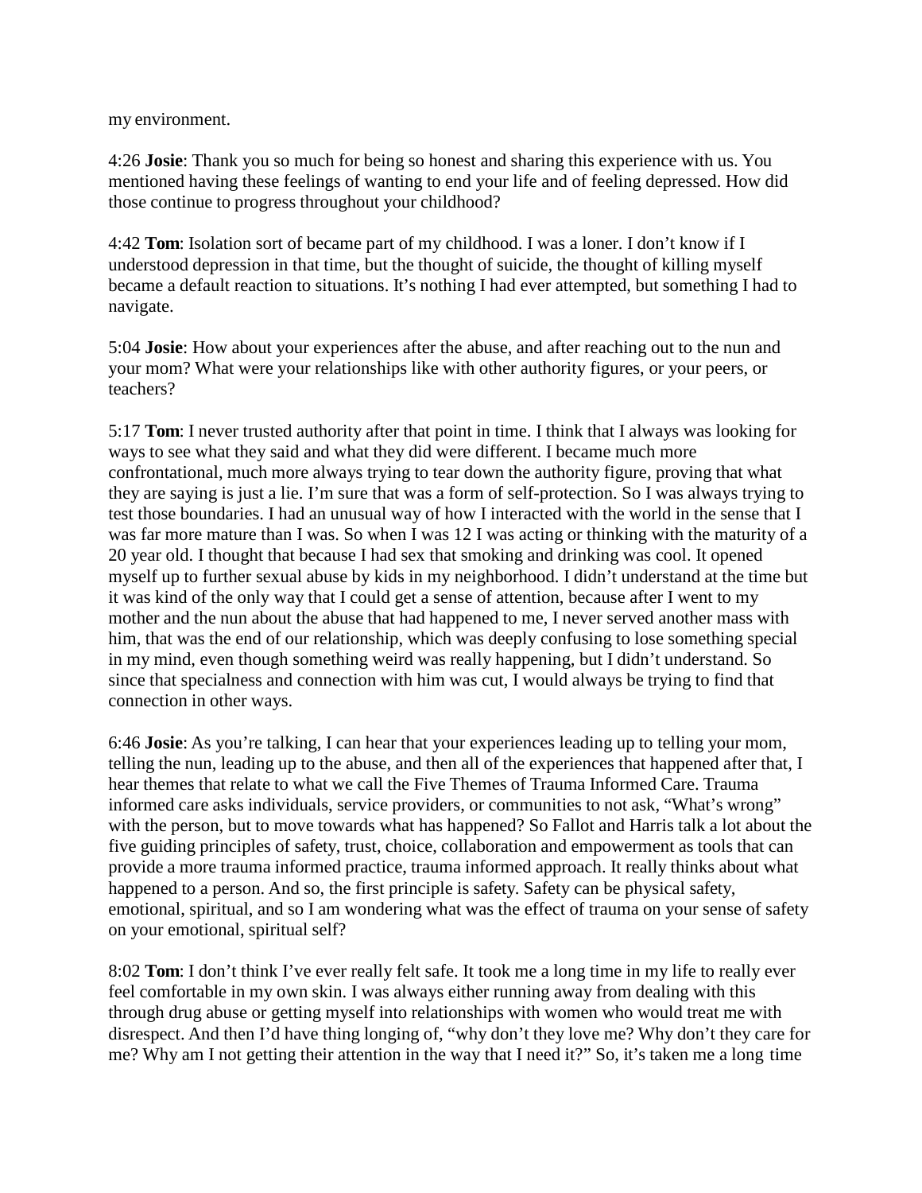my environment.

4:26 **Josie**: Thank you so much for being so honest and sharing this experience with us. You mentioned having these feelings of wanting to end your life and of feeling depressed. How did those continue to progress throughout your childhood?

4:42 **Tom**: Isolation sort of became part of my childhood. I was a loner. I don't know if I understood depression in that time, but the thought of suicide, the thought of killing myself became a default reaction to situations. It's nothing I had ever attempted, but something I had to navigate.

5:04 **Josie**: How about your experiences after the abuse, and after reaching out to the nun and your mom? What were your relationships like with other authority figures, or your peers, or teachers?

5:17 **Tom**: I never trusted authority after that point in time. I think that I always was looking for ways to see what they said and what they did were different. I became much more confrontational, much more always trying to tear down the authority figure, proving that what they are saying is just a lie. I'm sure that was a form of self-protection. So I was always trying to test those boundaries. I had an unusual way of how I interacted with the world in the sense that I was far more mature than I was. So when I was 12 I was acting or thinking with the maturity of a 20 year old. I thought that because I had sex that smoking and drinking was cool. It opened myself up to further sexual abuse by kids in my neighborhood. I didn't understand at the time but it was kind of the only way that I could get a sense of attention, because after I went to my mother and the nun about the abuse that had happened to me, I never served another mass with him, that was the end of our relationship, which was deeply confusing to lose something special in my mind, even though something weird was really happening, but I didn't understand. So since that specialness and connection with him was cut, I would always be trying to find that connection in other ways.

6:46 **Josie**: As you're talking, I can hear that your experiences leading up to telling your mom, telling the nun, leading up to the abuse, and then all of the experiences that happened after that, I hear themes that relate to what we call the Five Themes of Trauma Informed Care. Trauma informed care asks individuals, service providers, or communities to not ask, "What's wrong" with the person, but to move towards what has happened? So Fallot and Harris talk a lot about the five guiding principles of safety, trust, choice, collaboration and empowerment as tools that can provide a more trauma informed practice, trauma informed approach. It really thinks about what happened to a person. And so, the first principle is safety. Safety can be physical safety, emotional, spiritual, and so I am wondering what was the effect of trauma on your sense of safety on your emotional, spiritual self?

8:02 **Tom**: I don't think I've ever really felt safe. It took me a long time in my life to really ever feel comfortable in my own skin. I was always either running away from dealing with this through drug abuse or getting myself into relationships with women who would treat me with disrespect. And then I'd have thing longing of, "why don't they love me? Why don't they care for me? Why am I not getting their attention in the way that I need it?" So, it's taken me a long time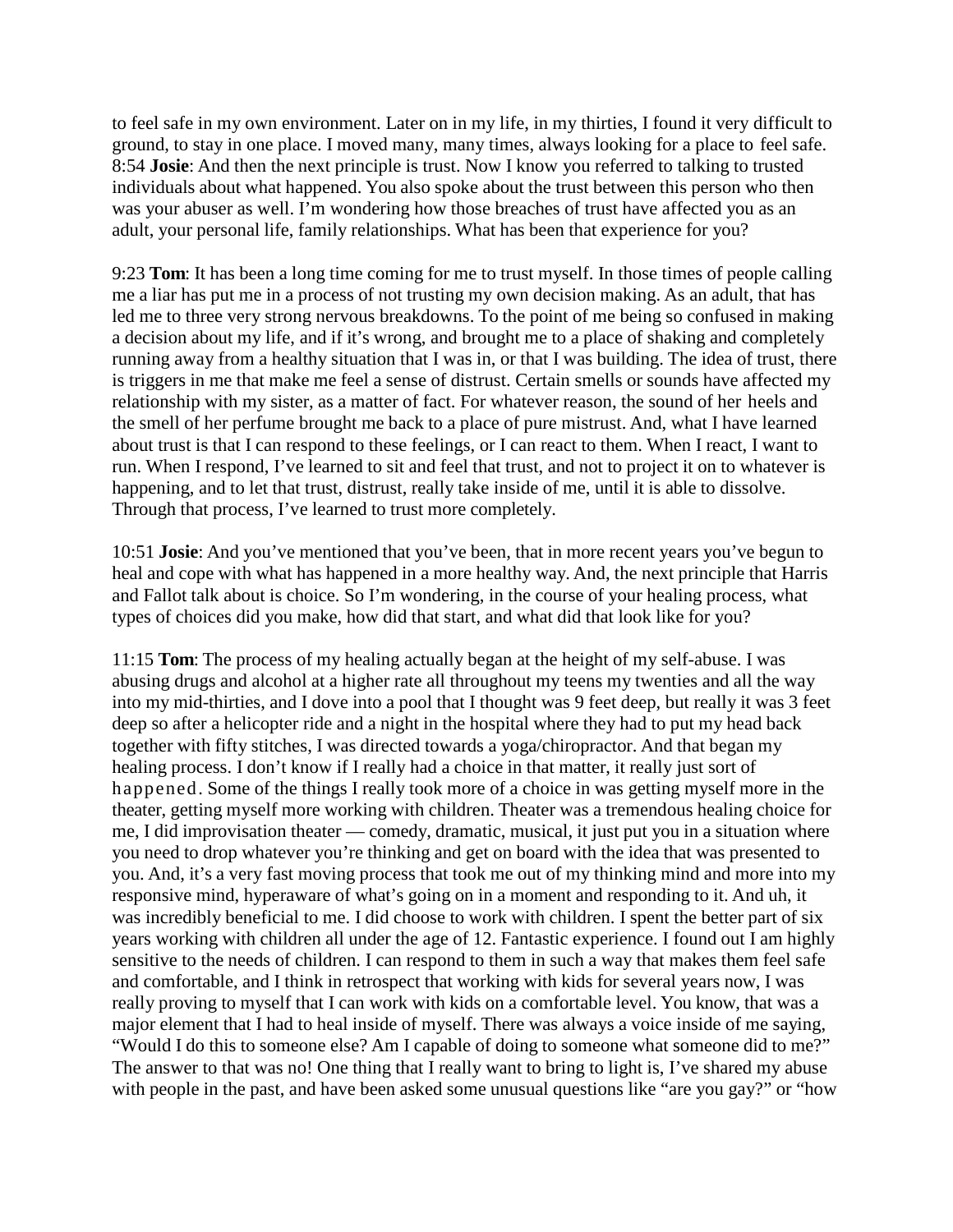to feel safe in my own environment. Later on in my life, in my thirties, I found it very difficult to ground, to stay in one place. I moved many, many times, always looking for a place to feel safe.
8:54 **Josie**: And then the next principle is trust. Now I know you referred to talking to trusted individuals about what happened. You also spoke about the trust between this person who then was your abuser as well. I'm wondering how those breaches of trust have affected you as an adult, your personal life, family relationships. What has been that experience for you?

9:23 **Tom**: It has been a long time coming for me to trust myself. In those times of people calling me a liar has put me in a process of not trusting my own decision making. As an adult, that has led me to three very strong nervous breakdowns. To the point of me being so confused in making a decision about my life, and if it's wrong, and brought me to a place of shaking and completely running away from a healthy situation that I was in, or that I was building. The idea of trust, there is triggers in me that make me feel a sense of distrust. Certain smells or sounds have affected my relationship with my sister, as a matter of fact. For whatever reason, the sound of her heels and the smell of her perfume brought me back to a place of pure mistrust. And, what I have learned about trust is that I can respond to these feelings, or I can react to them. When I react, I want to run. When I respond, I've learned to sit and feel that trust, and not to project it on to whatever is happening, and to let that trust, distrust, really take inside of me, until it is able to dissolve. Through that process, I've learned to trust more completely.

10:51 **Josie**: And you've mentioned that you've been, that in more recent years you've begun to heal and cope with what has happened in a more healthy way. And, the next principle that Harris and Fallot talk about is choice. So I'm wondering, in the course of your healing process, what types of choices did you make, how did that start, and what did that look like for you?

11:15 **Tom**: The process of my healing actually began at the height of my self-abuse. I was abusing drugs and alcohol at a higher rate all throughout my teens my twenties and all the way into my mid-thirties, and I dove into a pool that I thought was 9 feet deep, but really it was 3 feet deep so after a helicopter ride and a night in the hospital where they had to put my head back together with fifty stitches, I was directed towards a yoga/chiropractor. And that began my healing process. I don't know if I really had a choice in that matter, it really just sort of happened. Some of the things I really took more of a choice in was getting myself more in the theater, getting myself more working with children. Theater was a tremendous healing choice for me, I did improvisation theater — comedy, dramatic, musical, it just put you in a situation where you need to drop whatever you're thinking and get on board with the idea that was presented to you. And, it's a very fast moving process that took me out of my thinking mind and more into my responsive mind, hyperaware of what's going on in a moment and responding to it. And uh, it was incredibly beneficial to me. I did choose to work with children. I spent the better part of six years working with children all under the age of 12. Fantastic experience. I found out I am highly sensitive to the needs of children. I can respond to them in such a way that makes them feel safe and comfortable, and I think in retrospect that working with kids for several years now, I was really proving to myself that I can work with kids on a comfortable level. You know, that was a major element that I had to heal inside of myself. There was always a voice inside of me saying, "Would I do this to someone else? Am I capable of doing to someone what someone did to me?" The answer to that was no! One thing that I really want to bring to light is, I've shared my abuse with people in the past, and have been asked some unusual questions like "are you gay?" or "how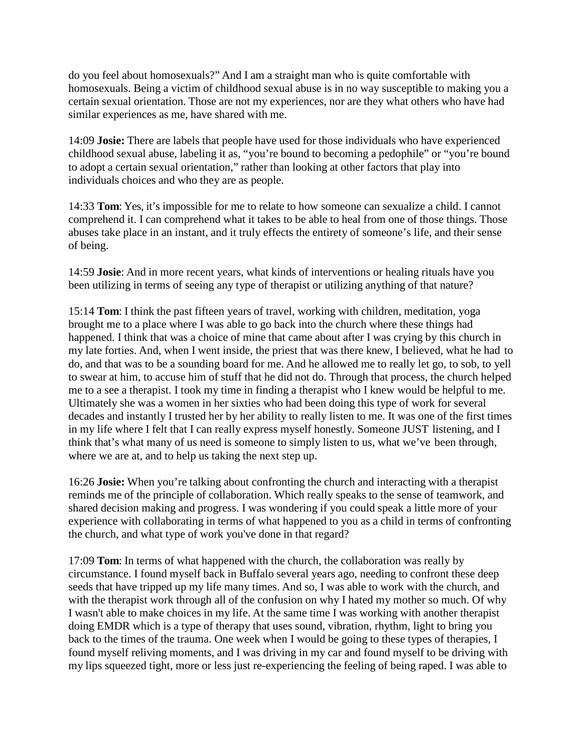do you feel about homosexuals?" And I am a straight man who is quite comfortable with homosexuals. Being a victim of childhood sexual abuse is in no way susceptible to making you a certain sexual orientation. Those are not my experiences, nor are they what others who have had similar experiences as me, have shared with me.

14:09 **Josie:** There are labels that people have used for those individuals who have experienced childhood sexual abuse, labeling it as, "you're bound to becoming a pedophile" or "you're bound to adopt a certain sexual orientation," rather than looking at other factors that play into individuals choices and who they are as people.

14:33 **Tom**: Yes, it's impossible for me to relate to how someone can sexualize a child. I cannot comprehend it. I can comprehend what it takes to be able to heal from one of those things. Those abuses take place in an instant, and it truly effects the entirety of someone's life, and their sense of being.

14:59 **Josie**: And in more recent years, what kinds of interventions or healing rituals have you been utilizing in terms of seeing any type of therapist or utilizing anything of that nature?

15:14 **Tom**: I think the past fifteen years of travel, working with children, meditation, yoga brought me to a place where I was able to go back into the church where these things had happened. I think that was a choice of mine that came about after I was crying by this church in my late forties. And, when I went inside, the priest that was there knew, I believed, what he had to do, and that was to be a sounding board for me. And he allowed me to really let go, to sob, to yell to swear at him, to accuse him of stuff that he did not do. Through that process, the church helped me to a see a therapist. I took my time in finding a therapist who I knew would be helpful to me. Ultimately she was a women in her sixties who had been doing this type of work for several decades and instantly I trusted her by her ability to really listen to me. It was one of the first times in my life where I felt that I can really express myself honestly. Someone JUST listening, and I think that's what many of us need is someone to simply listen to us, what we've been through, where we are at, and to help us taking the next step up.

16:26 **Josie:** When you're talking about confronting the church and interacting with a therapist reminds me of the principle of collaboration. Which really speaks to the sense of teamwork, and shared decision making and progress. I was wondering if you could speak a little more of your experience with collaborating in terms of what happened to you as a child in terms of confronting the church, and what type of work you've done in that regard?

17:09 **Tom**: In terms of what happened with the church, the collaboration was really by circumstance. I found myself back in Buffalo several years ago, needing to confront these deep seeds that have tripped up my life many times. And so, I was able to work with the church, and with the therapist work through all of the confusion on why I hated my mother so much. Of why I wasn't able to make choices in my life. At the same time I was working with another therapist doing EMDR which is a type of therapy that uses sound, vibration, rhythm, light to bring you back to the times of the trauma. One week when I would be going to these types of therapies, I found myself reliving moments, and I was driving in my car and found myself to be driving with my lips squeezed tight, more or less just re-experiencing the feeling of being raped. I was able to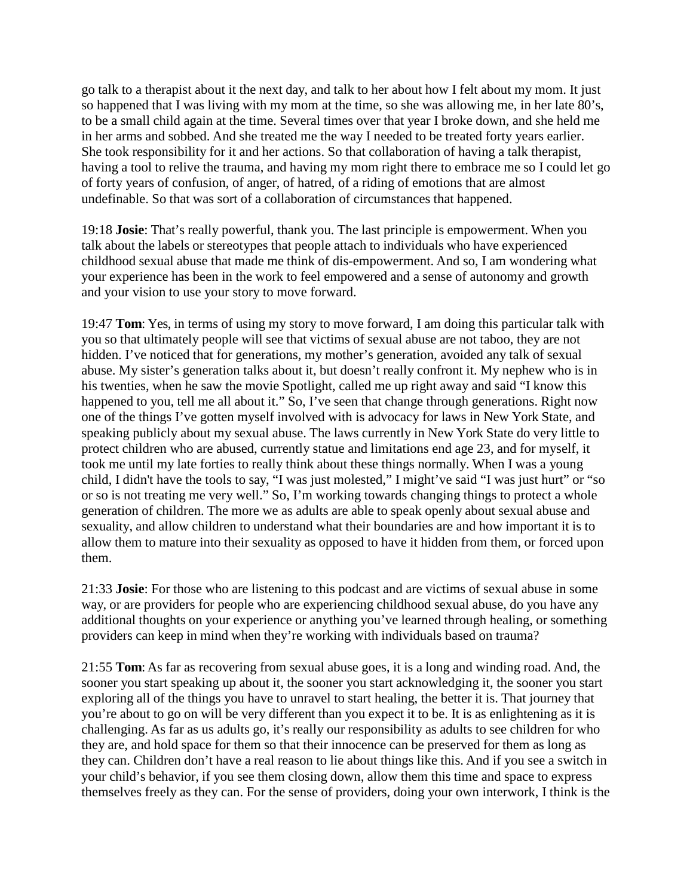go talk to a therapist about it the next day, and talk to her about how I felt about my mom. It just so happened that I was living with my mom at the time, so she was allowing me, in her late 80's, to be a small child again at the time. Several times over that year I broke down, and she held me in her arms and sobbed. And she treated me the way I needed to be treated forty years earlier. She took responsibility for it and her actions. So that collaboration of having a talk therapist, having a tool to relive the trauma, and having my mom right there to embrace me so I could let go of forty years of confusion, of anger, of hatred, of a riding of emotions that are almost undefinable. So that was sort of a collaboration of circumstances that happened.

19:18 **Josie**: That's really powerful, thank you. The last principle is empowerment. When you talk about the labels or stereotypes that people attach to individuals who have experienced childhood sexual abuse that made me think of dis-empowerment. And so, I am wondering what your experience has been in the work to feel empowered and a sense of autonomy and growth and your vision to use your story to move forward.

19:47 **Tom**: Yes, in terms of using my story to move forward, I am doing this particular talk with you so that ultimately people will see that victims of sexual abuse are not taboo, they are not hidden. I've noticed that for generations, my mother's generation, avoided any talk of sexual abuse. My sister's generation talks about it, but doesn't really confront it. My nephew who is in his twenties, when he saw the movie Spotlight, called me up right away and said "I know this happened to you, tell me all about it." So, I've seen that change through generations. Right now one of the things I've gotten myself involved with is advocacy for laws in New York State, and speaking publicly about my sexual abuse. The laws currently in New York State do very little to protect children who are abused, currently statue and limitations end age 23, and for myself, it took me until my late forties to really think about these things normally. When I was a young child, I didn't have the tools to say, "I was just molested," I might've said "I was just hurt" or "so or so is not treating me very well." So, I'm working towards changing things to protect a whole generation of children. The more we as adults are able to speak openly about sexual abuse and sexuality, and allow children to understand what their boundaries are and how important it is to allow them to mature into their sexuality as opposed to have it hidden from them, or forced upon them.

21:33 **Josie**: For those who are listening to this podcast and are victims of sexual abuse in some way, or are providers for people who are experiencing childhood sexual abuse, do you have any additional thoughts on your experience or anything you've learned through healing, or something providers can keep in mind when they're working with individuals based on trauma?

21:55 **Tom**: As far as recovering from sexual abuse goes, it is a long and winding road. And, the sooner you start speaking up about it, the sooner you start acknowledging it, the sooner you start exploring all of the things you have to unravel to start healing, the better it is. That journey that you're about to go on will be very different than you expect it to be. It is as enlightening as it is challenging. As far as us adults go, it's really our responsibility as adults to see children for who they are, and hold space for them so that their innocence can be preserved for them as long as they can. Children don't have a real reason to lie about things like this. And if you see a switch in your child's behavior, if you see them closing down, allow them this time and space to express themselves freely as they can. For the sense of providers, doing your own interwork, I think is the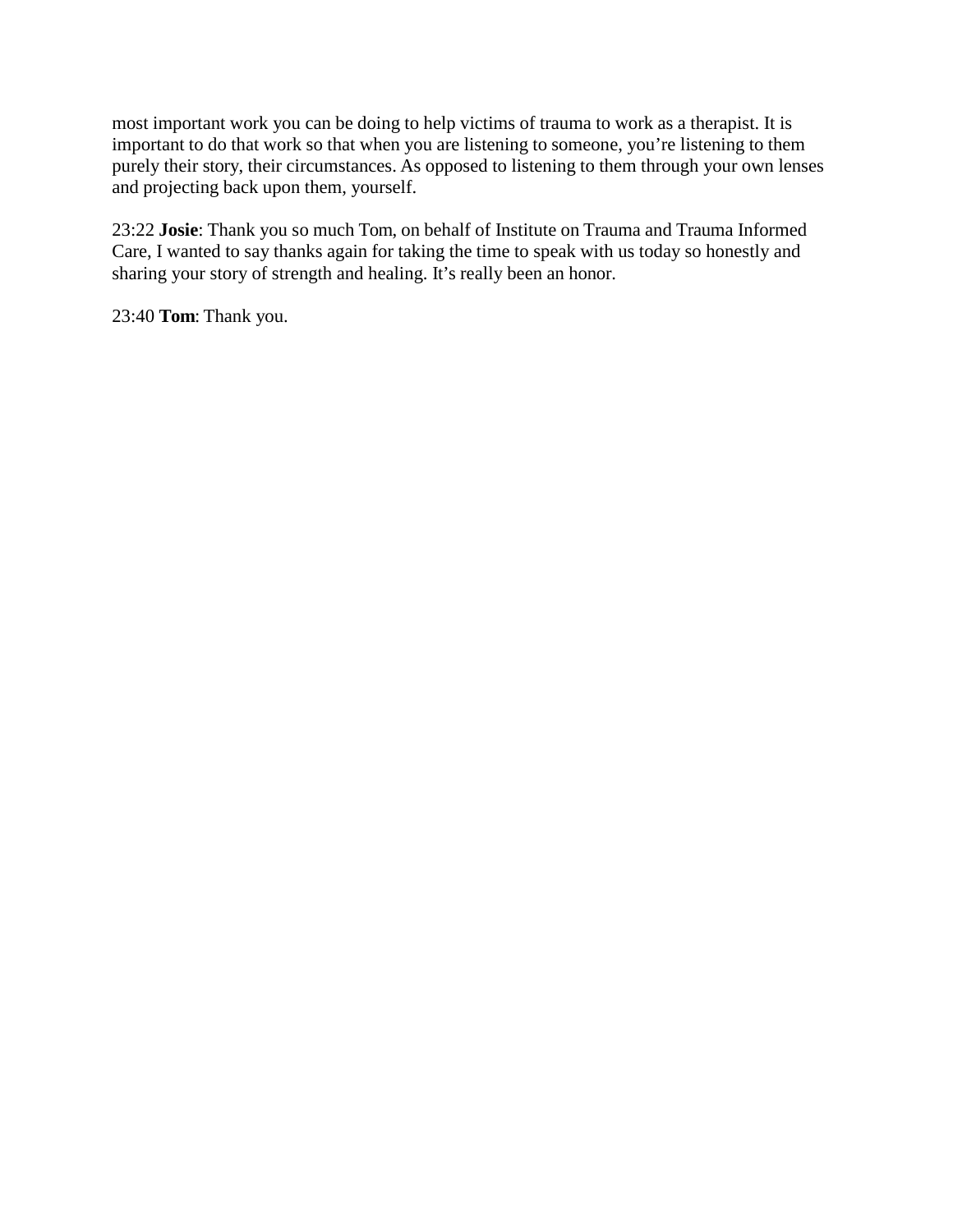most important work you can be doing to help victims of trauma to work as a therapist. It is important to do that work so that when you are listening to someone, you're listening to them purely their story, their circumstances. As opposed to listening to them through your own lenses and projecting back upon them, yourself.

23:22 **Josie**: Thank you so much Tom, on behalf of Institute on Trauma and Trauma Informed Care, I wanted to say thanks again for taking the time to speak with us today so honestly and sharing your story of strength and healing. It's really been an honor.

23:40 **Tom**: Thank you.